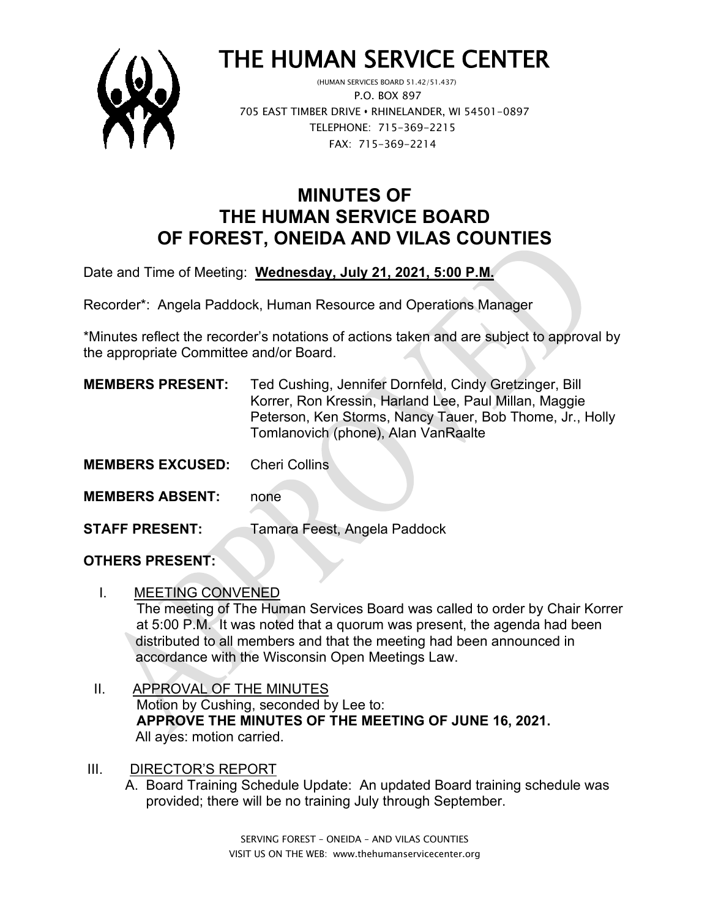# THE HUMAN SERVICE CENTER

(HUMAN SERVICES BOARD 51.42/51.437)
P.O. BOX 897
705 EAST TIMBER DRIVE • RHINELANDER, WI 54501-0897
TELEPHONE: 715-369-2215
FAX: 715-369-2214

## MINUTES OF THE HUMAN SERVICE BOARD OF FOREST, ONEIDA AND VILAS COUNTIES

Date and Time of Meeting: **Wednesday, July 21, 2021, 5:00 P.M.**

Recorder*: Angela Paddock, Human Resource and Operations Manager

*Minutes reflect the recorder's notations of actions taken and are subject to approval by the appropriate Committee and/or Board.

**MEMBERS PRESENT:** Ted Cushing, Jennifer Dornfeld, Cindy Gretzinger, Bill Korrer, Ron Kressin, Harland Lee, Paul Millan, Maggie Peterson, Ken Storms, Nancy Tauer, Bob Thome, Jr., Holly Tomlanovich (phone), Alan VanRaalte

**MEMBERS EXCUSED:** Cheri Collins

**MEMBERS ABSENT:** none

**STAFF PRESENT:** Tamara Feest, Angela Paddock

**OTHERS PRESENT:**

I. MEETING CONVENED
The meeting of The Human Services Board was called to order by Chair Korrer at 5:00 P.M. It was noted that a quorum was present, the agenda had been distributed to all members and that the meeting had been announced in accordance with the Wisconsin Open Meetings Law.

II. APPROVAL OF THE MINUTES
Motion by Cushing, seconded by Lee to:
**APPROVE THE MINUTES OF THE MEETING OF JUNE 16, 2021.**
All ayes: motion carried.

III. DIRECTOR'S REPORT
A. Board Training Schedule Update: An updated Board training schedule was provided; there will be no training July through September.

SERVING FOREST – ONEIDA – AND VILAS COUNTIES
VISIT US ON THE WEB: www.thehumanservicecenter.org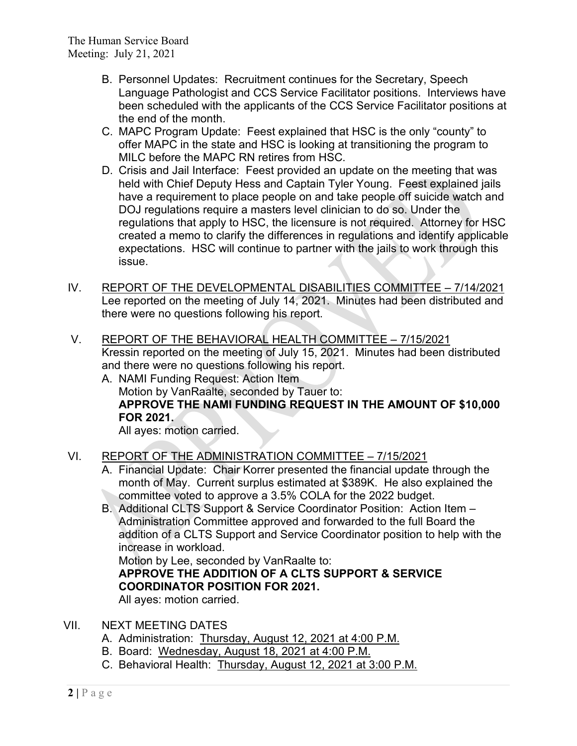B. Personnel Updates: Recruitment continues for the Secretary, Speech Language Pathologist and CCS Service Facilitator positions. Interviews have been scheduled with the applicants of the CCS Service Facilitator positions at the end of the month.

C. MAPC Program Update: Feest explained that HSC is the only "county" to offer MAPC in the state and HSC is looking at transitioning the program to MILC before the MAPC RN retires from HSC.

D. Crisis and Jail Interface: Feest provided an update on the meeting that was held with Chief Deputy Hess and Captain Tyler Young. Feest explained jails have a requirement to place people on and take people off suicide watch and DOJ regulations require a masters level clinician to do so. Under the regulations that apply to HSC, the licensure is not required. Attorney for HSC created a memo to clarify the differences in regulations and identify applicable expectations. HSC will continue to partner with the jails to work through this issue.

IV. <u>REPORT OF THE DEVELOPMENTAL DISABILITIES COMMITTEE – 7/14/2021</u>
Lee reported on the meeting of July 14, 2021. Minutes had been distributed and there were no questions following his report.

V. <u>REPORT OF THE BEHAVIORAL HEALTH COMMITTEE – 7/15/2021</u>
Kressin reported on the meeting of July 15, 2021. Minutes had been distributed and there were no questions following his report.

A. NAMI Funding Request: Action Item
Motion by VanRaalte, seconded by Tauer to:
**APPROVE THE NAMI FUNDING REQUEST IN THE AMOUNT OF $10,000 FOR 2021.**
All ayes: motion carried.

VI. <u>REPORT OF THE ADMINISTRATION COMMITTEE – 7/15/2021</u>

A. Financial Update: Chair Korrer presented the financial update through the month of May. Current surplus estimated at $389K. He also explained the committee voted to approve a 3.5% COLA for the 2022 budget.

B. Additional CLTS Support & Service Coordinator Position: Action Item – Administration Committee approved and forwarded to the full Board the addition of a CLTS Support and Service Coordinator position to help with the increase in workload.
Motion by Lee, seconded by VanRaalte to:
**APPROVE THE ADDITION OF A CLTS SUPPORT & SERVICE COORDINATOR POSITION FOR 2021.**
All ayes: motion carried.

VII. NEXT MEETING DATES

A. Administration: <u>Thursday, August 12, 2021 at 4:00 P.M.</u>
B. Board: <u>Wednesday, August 18, 2021 at 4:00 P.M.</u>
C. Behavioral Health: <u>Thursday, August 12, 2021 at 3:00 P.M.</u>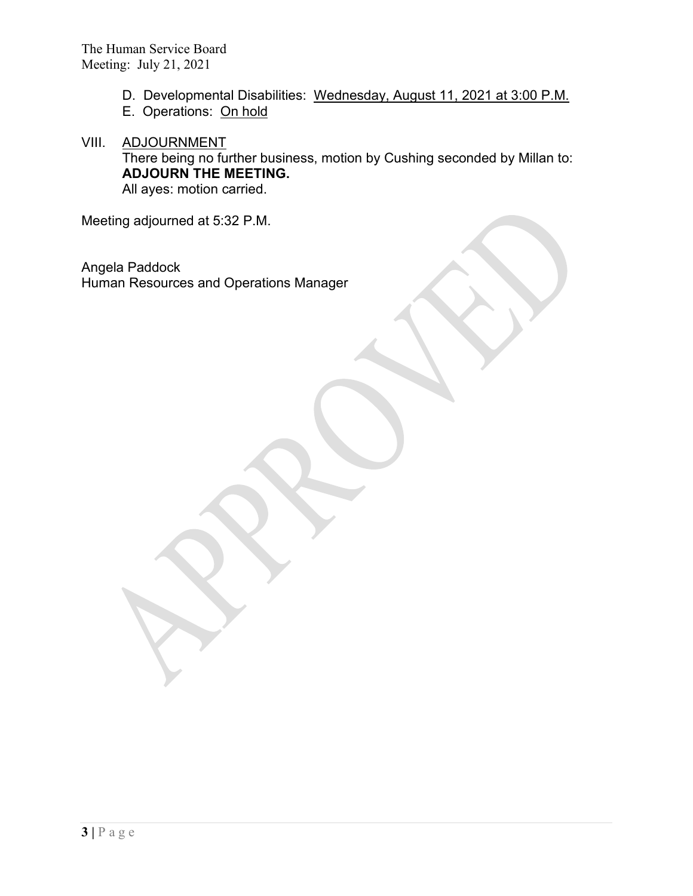D. Developmental Disabilities: Wednesday, August 11, 2021 at 3:00 P.M.
E. Operations: On hold

VIII. ADJOURNMENT

There being no further business, motion by Cushing seconded by Millan to: **ADJOURN THE MEETING.**
All ayes: motion carried.

Meeting adjourned at 5:32 P.M.

Angela Paddock
Human Resources and Operations Manager